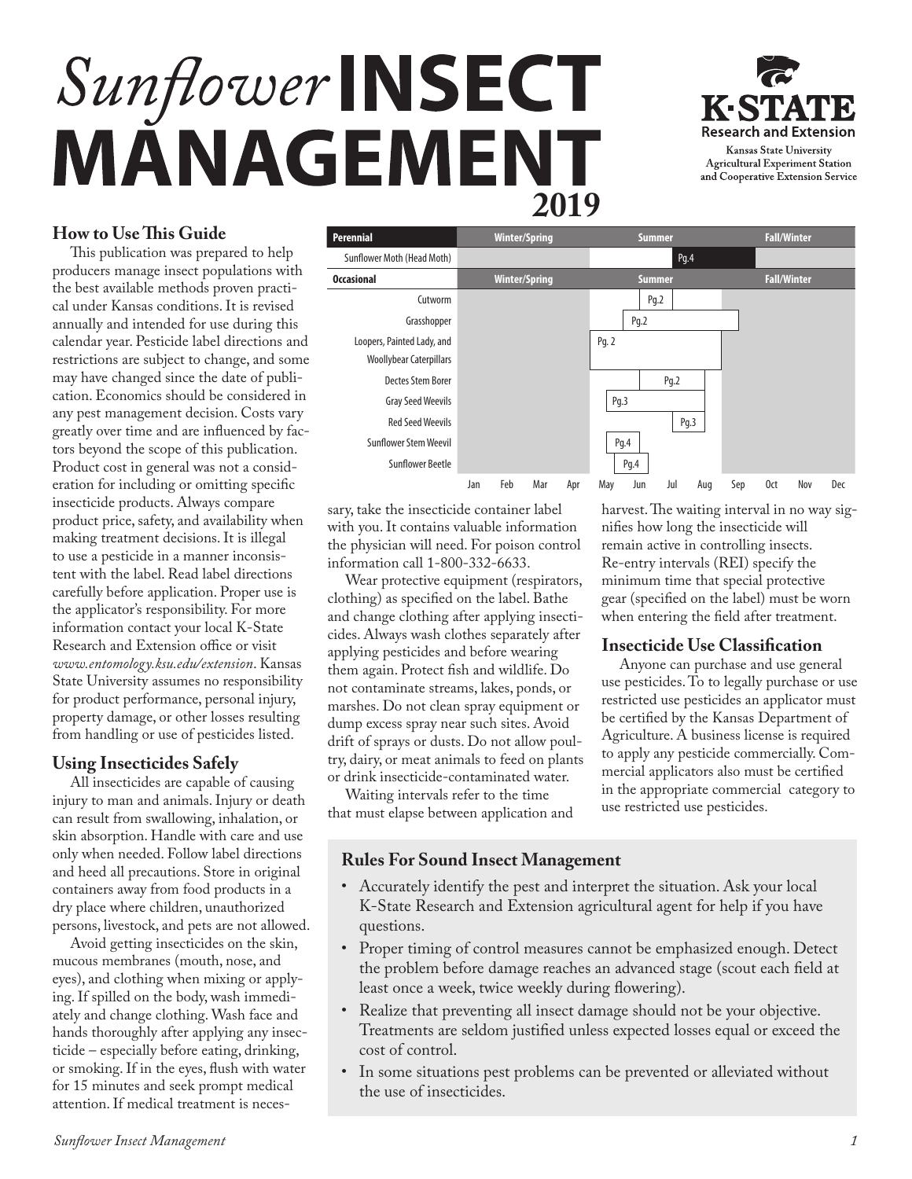# *Sunflower* INSECT MANAGEMENT 2019

K-STATE Research and Extension
Kansas State University Agricultural Experiment Station and Cooperative Extension Service

| Perennial | Winter/Spring | Summer | Fall/Winter |
|---|---|---|---|
| Sunflower Moth (Head Moth) | | Pg.4 | |
| **Occasional** | **Winter/Spring** | **Summer** | **Fall/Winter** |
| Cutworm | | Pg.2 | |
| Grasshopper | | Pg.2 | |
| Loopers, Painted Lady, and Woollybear Caterpillars | | Pg. 2 | |
| Dectes Stem Borer | | Pg.2 | |
| Gray Seed Weevils | | Pg.3 | |
| Red Seed Weevils | | Pg.3 | |
| Sunflower Stem Weevil | | Pg.4 | |
| Sunflower Beetle | | Pg.4 | |
| | Jan Feb Mar Apr | May Jun Jul Aug | Sep Oct Nov Dec |

## How to Use This Guide

This publication was prepared to help producers manage insect populations with the best available methods proven practical under Kansas conditions. It is revised annually and intended for use during this calendar year. Pesticide label directions and restrictions are subject to change, and some may have changed since the date of publication. Economics should be considered in any pest management decision. Costs vary greatly over time and are influenced by factors beyond the scope of this publication. Product cost in general was not a consideration for including or omitting specific insecticide products. Always compare product price, safety, and availability when making treatment decisions. It is illegal to use a pesticide in a manner inconsistent with the label. Read label directions carefully before application. Proper use is the applicator's responsibility. For more information contact your local K-State Research and Extension office or visit *www.entomology.ksu.edu/extension*. Kansas State University assumes no responsibility for product performance, personal injury, property damage, or other losses resulting from handling or use of pesticides listed.

## Using Insecticides Safely

All insecticides are capable of causing injury to man and animals. Injury or death can result from swallowing, inhalation, or skin absorption. Handle with care and use only when needed. Follow label directions and heed all precautions. Store in original containers away from food products in a dry place where children, unauthorized persons, livestock, and pets are not allowed.

Avoid getting insecticides on the skin, mucous membranes (mouth, nose, and eyes), and clothing when mixing or applying. If spilled on the body, wash immediately and change clothing. Wash face and hands thoroughly after applying any insecticide – especially before eating, drinking, or smoking. If in the eyes, flush with water for 15 minutes and seek prompt medical attention. If medical treatment is necessary, take the insecticide container label with you. It contains valuable information the physician will need. For poison control information call 1-800-332-6633.

Wear protective equipment (respirators, clothing) as specified on the label. Bathe and change clothing after applying insecticides. Always wash clothes separately after applying pesticides and before wearing them again. Protect fish and wildlife. Do not contaminate streams, lakes, ponds, or marshes. Do not clean spray equipment or dump excess spray near such sites. Avoid drift of sprays or dusts. Do not allow poultry, dairy, or meat animals to feed on plants or drink insecticide-contaminated water.

Waiting intervals refer to the time that must elapse between application and harvest. The waiting interval in no way signifies how long the insecticide will remain active in controlling insects. Re-entry intervals (REI) specify the minimum time that special protective gear (specified on the label) must be worn when entering the field after treatment.

## Insecticide Use Classification

Anyone can purchase and use general use pesticides. To to legally purchase or use restricted use pesticides an applicator must be certified by the Kansas Department of Agriculture. A business license is required to apply any pesticide commercially. Commercial applicators also must be certified in the appropriate commercial category to use restricted use pesticides.

## Rules For Sound Insect Management

- Accurately identify the pest and interpret the situation. Ask your local K-State Research and Extension agricultural agent for help if you have questions.
- Proper timing of control measures cannot be emphasized enough. Detect the problem before damage reaches an advanced stage (scout each field at least once a week, twice weekly during flowering).
- Realize that preventing all insect damage should not be your objective. Treatments are seldom justified unless expected losses equal or exceed the cost of control.
- In some situations pest problems can be prevented or alleviated without the use of insecticides.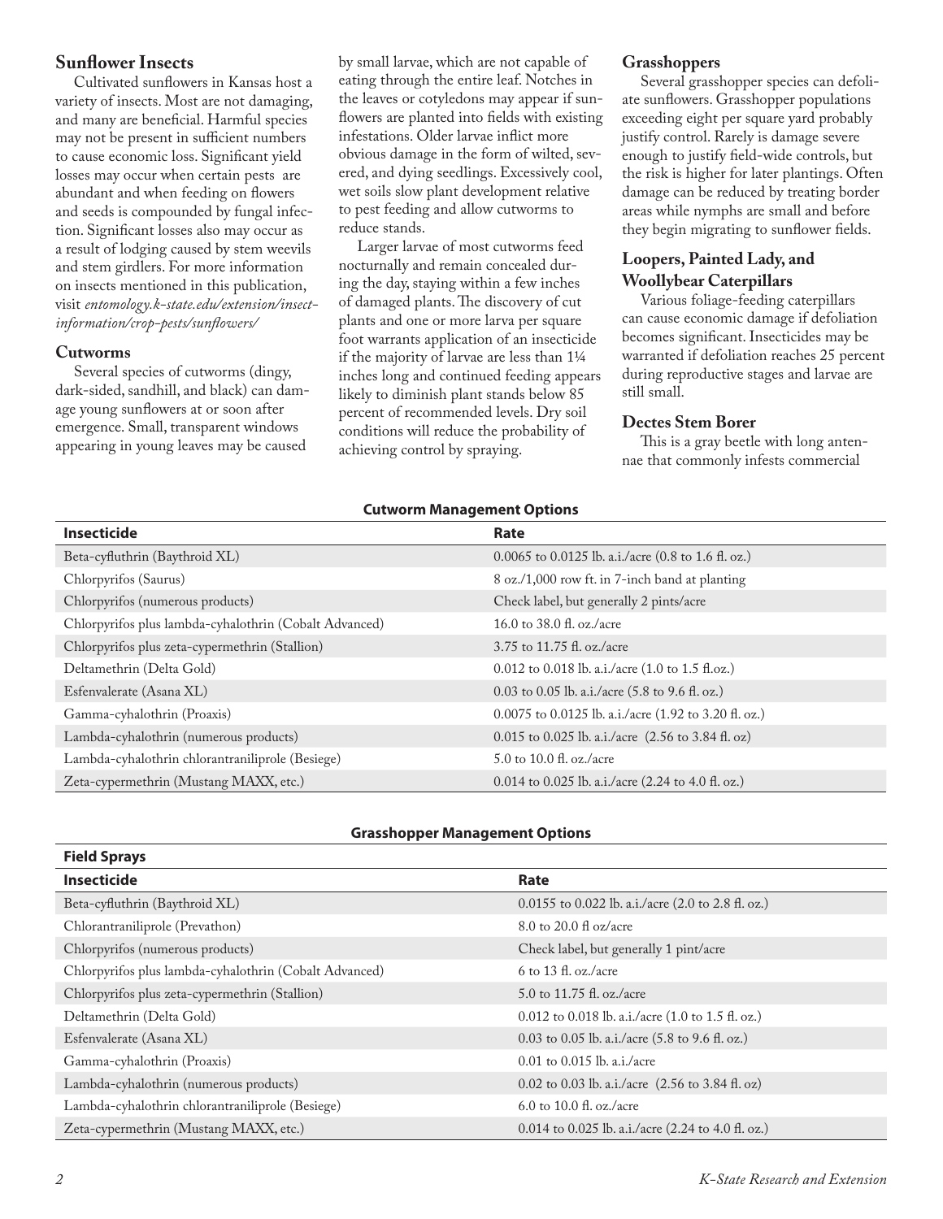## Sunflower Insects

Cultivated sunflowers in Kansas host a variety of insects. Most are not damaging, and many are beneficial. Harmful species may not be present in sufficient numbers to cause economic loss. Significant yield losses may occur when certain pests are abundant and when feeding on flowers and seeds is compounded by fungal infection. Significant losses also may occur as a result of lodging caused by stem weevils and stem girdlers. For more information on insects mentioned in this publication, visit *entomology.k-state.edu/extension/insect-information/crop-pests/sunflowers/*

### Cutworms

Several species of cutworms (dingy, dark-sided, sandhill, and black) can damage young sunflowers at or soon after emergence. Small, transparent windows appearing in young leaves may be caused by small larvae, which are not capable of eating through the entire leaf. Notches in the leaves or cotyledons may appear if sunflowers are planted into fields with existing infestations. Older larvae inflict more obvious damage in the form of wilted, severed, and dying seedlings. Excessively cool, wet soils slow plant development relative to pest feeding and allow cutworms to reduce stands.

Larger larvae of most cutworms feed nocturnally and remain concealed during the day, staying within a few inches of damaged plants. The discovery of cut plants and one or more larva per square foot warrants application of an insecticide if the majority of larvae are less than 1¼ inches long and continued feeding appears likely to diminish plant stands below 85 percent of recommended levels. Dry soil conditions will reduce the probability of achieving control by spraying.

### Grasshoppers

Several grasshopper species can defoliate sunflowers. Grasshopper populations exceeding eight per square yard probably justify control. Rarely is damage severe enough to justify field-wide controls, but the risk is higher for later plantings. Often damage can be reduced by treating border areas while nymphs are small and before they begin migrating to sunflower fields.

### Loopers, Painted Lady, and Woollybear Caterpillars

Various foliage-feeding caterpillars can cause economic damage if defoliation becomes significant. Insecticides may be warranted if defoliation reaches 25 percent during reproductive stages and larvae are still small.

### Dectes Stem Borer

This is a gray beetle with long antennae that commonly infests commercial

**Cutworm Management Options**

| Insecticide | Rate |
|---|---|
| Beta-cyfluthrin (Baythroid XL) | 0.0065 to 0.0125 lb. a.i./acre (0.8 to 1.6 fl. oz.) |
| Chlorpyrifos (Saurus) | 8 oz./1,000 row ft. in 7-inch band at planting |
| Chlorpyrifos (numerous products) | Check label, but generally 2 pints/acre |
| Chlorpyrifos plus lambda-cyhalothrin (Cobalt Advanced) | 16.0 to 38.0 fl. oz./acre |
| Chlorpyrifos plus zeta-cypermethrin (Stallion) | 3.75 to 11.75 fl. oz./acre |
| Deltamethrin (Delta Gold) | 0.012 to 0.018 lb. a.i./acre (1.0 to 1.5 fl.oz.) |
| Esfenvalerate (Asana XL) | 0.03 to 0.05 lb. a.i./acre (5.8 to 9.6 fl. oz.) |
| Gamma-cyhalothrin (Proaxis) | 0.0075 to 0.0125 lb. a.i./acre (1.92 to 3.20 fl. oz.) |
| Lambda-cyhalothrin (numerous products) | 0.015 to 0.025 lb. a.i./acre (2.56 to 3.84 fl. oz) |
| Lambda-cyhalothrin chlorantraniliprole (Besiege) | 5.0 to 10.0 fl. oz./acre |
| Zeta-cypermethrin (Mustang MAXX, etc.) | 0.014 to 0.025 lb. a.i./acre (2.24 to 4.0 fl. oz.) |

**Grasshopper Management Options**

| Field Sprays | |
|---|---|
| **Insecticide** | **Rate** |
| Beta-cyfluthrin (Baythroid XL) | 0.0155 to 0.022 lb. a.i./acre (2.0 to 2.8 fl. oz.) |
| Chlorantraniliprole (Prevathon) | 8.0 to 20.0 fl oz/acre |
| Chlorpyrifos (numerous products) | Check label, but generally 1 pint/acre |
| Chlorpyrifos plus lambda-cyhalothrin (Cobalt Advanced) | 6 to 13 fl. oz./acre |
| Chlorpyrifos plus zeta-cypermethrin (Stallion) | 5.0 to 11.75 fl. oz./acre |
| Deltamethrin (Delta Gold) | 0.012 to 0.018 lb. a.i./acre (1.0 to 1.5 fl. oz.) |
| Esfenvalerate (Asana XL) | 0.03 to 0.05 lb. a.i./acre (5.8 to 9.6 fl. oz.) |
| Gamma-cyhalothrin (Proaxis) | 0.01 to 0.015 lb. a.i./acre |
| Lambda-cyhalothrin (numerous products) | 0.02 to 0.03 lb. a.i./acre (2.56 to 3.84 fl. oz) |
| Lambda-cyhalothrin chlorantraniliprole (Besiege) | 6.0 to 10.0 fl. oz./acre |
| Zeta-cypermethrin (Mustang MAXX, etc.) | 0.014 to 0.025 lb. a.i./acre (2.24 to 4.0 fl. oz.) |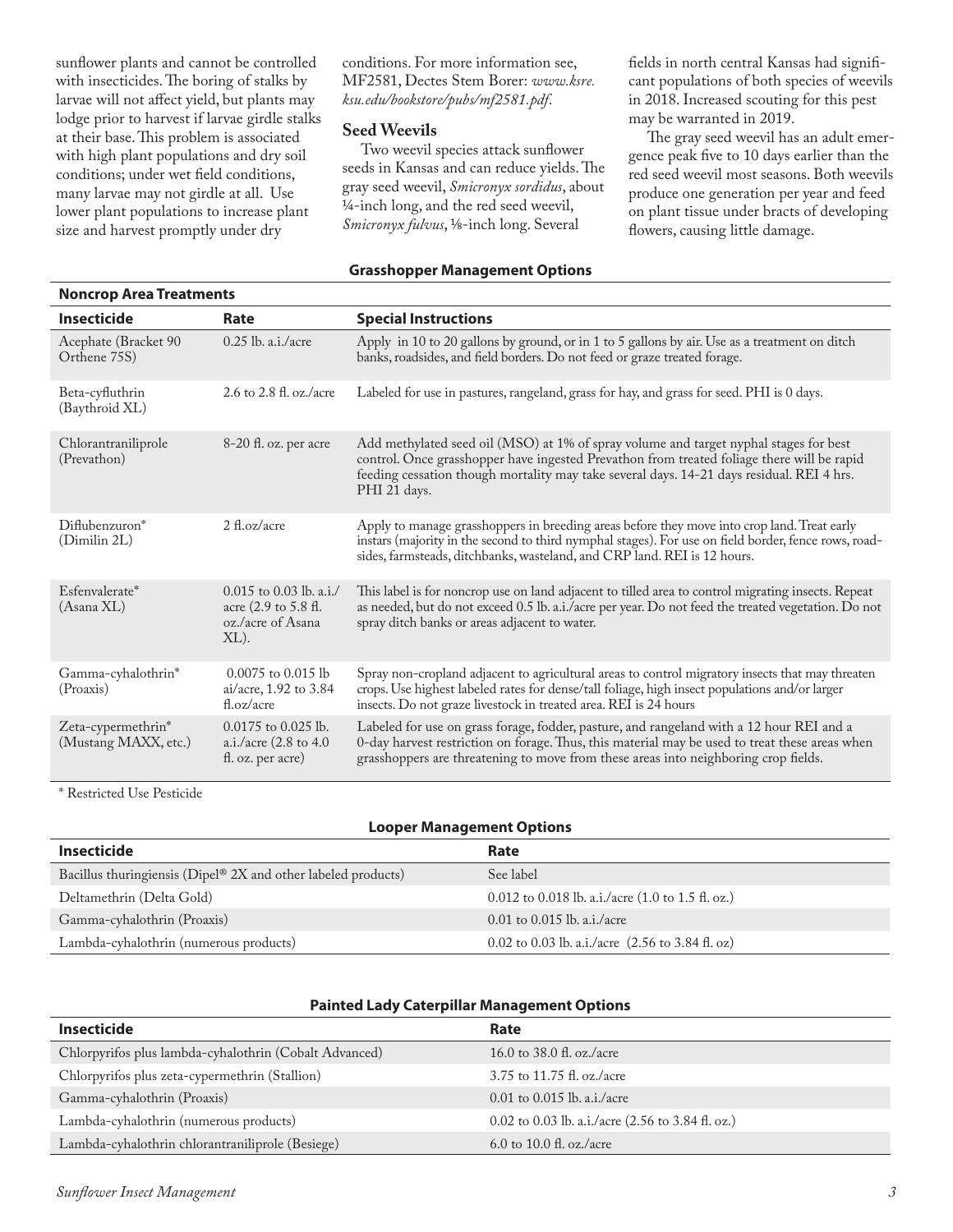sunflower plants and cannot be controlled with insecticides. The boring of stalks by larvae will not affect yield, but plants may lodge prior to harvest if larvae girdle stalks at their base. This problem is associated with high plant populations and dry soil conditions; under wet field conditions, many larvae may not girdle at all. Use lower plant populations to increase plant size and harvest promptly under dry conditions. For more information see, MF2581, Dectes Stem Borer: *www.ksre.ksu.edu/bookstore/pubs/mf2581.pdf*.

### Seed Weevils

Two weevil species attack sunflower seeds in Kansas and can reduce yields. The gray seed weevil, *Smicronyx sordidus*, about ¼-inch long, and the red seed weevil, *Smicronyx fulvus*, ⅛-inch long. Several fields in north central Kansas had significant populations of both species of weevils in 2018. Increased scouting for this pest may be warranted in 2019.

The gray seed weevil has an adult emergence peak five to 10 days earlier than the red seed weevil most seasons. Both weevils produce one generation per year and feed on plant tissue under bracts of developing flowers, causing little damage.

**Grasshopper Management Options**

**Noncrop Area Treatments**

| Insecticide | Rate | Special Instructions |
|---|---|---|
| Acephate (Bracket 90 Orthene 75S) | 0.25 lb. a.i./acre | Apply in 10 to 20 gallons by ground, or in 1 to 5 gallons by air. Use as a treatment on ditch banks, roadsides, and field borders. Do not feed or graze treated forage. |
| Beta-cyfluthrin (Baythroid XL) | 2.6 to 2.8 fl. oz./acre | Labeled for use in pastures, rangeland, grass for hay, and grass for seed. PHI is 0 days. |
| Chlorantraniliprole (Prevathon) | 8-20 fl. oz. per acre | Add methylated seed oil (MSO) at 1% of spray volume and target nyphal stages for best control. Once grasshopper have ingested Prevathon from treated foliage there will be rapid feeding cessation though mortality may take several days. 14-21 days residual. REI 4 hrs. PHI 21 days. |
| Diflubenzuron* (Dimilin 2L) | 2 fl.oz/acre | Apply to manage grasshoppers in breeding areas before they move into crop land. Treat early instars (majority in the second to third nymphal stages). For use on field border, fence rows, roadsides, farmsteads, ditchbanks, wasteland, and CRP land. REI is 12 hours. |
| Esfenvalerate* (Asana XL) | 0.015 to 0.03 lb. a.i./acre (2.9 to 5.8 fl. oz./acre of Asana XL). | This label is for noncrop use on land adjacent to tilled area to control migrating insects. Repeat as needed, but do not exceed 0.5 lb. a.i./acre per year. Do not feed the treated vegetation. Do not spray ditch banks or areas adjacent to water. |
| Gamma-cyhalothrin* (Proaxis) | 0.0075 to 0.015 lb ai/acre, 1.92 to 3.84 fl.oz/acre | Spray non-cropland adjacent to agricultural areas to control migratory insects that may threaten crops. Use highest labeled rates for dense/tall foliage, high insect populations and/or larger insects. Do not graze livestock in treated area. REI is 24 hours |
| Zeta-cypermethrin* (Mustang MAXX, etc.) | 0.0175 to 0.025 lb. a.i./acre (2.8 to 4.0 fl. oz. per acre) | Labeled for use on grass forage, fodder, pasture, and rangeland with a 12 hour REI and a 0-day harvest restriction on forage. Thus, this material may be used to treat these areas when grasshoppers are threatening to move from these areas into neighboring crop fields. |

\* Restricted Use Pesticide

**Looper Management Options**

| Insecticide | Rate |
|---|---|
| Bacillus thuringiensis (Dipel® 2X and other labeled products) | See label |
| Deltamethrin (Delta Gold) | 0.012 to 0.018 lb. a.i./acre (1.0 to 1.5 fl. oz.) |
| Gamma-cyhalothrin (Proaxis) | 0.01 to 0.015 lb. a.i./acre |
| Lambda-cyhalothrin (numerous products) | 0.02 to 0.03 lb. a.i./acre (2.56 to 3.84 fl. oz) |

**Painted Lady Caterpillar Management Options**

| Insecticide | Rate |
|---|---|
| Chlorpyrifos plus lambda-cyhalothrin (Cobalt Advanced) | 16.0 to 38.0 fl. oz./acre |
| Chlorpyrifos plus zeta-cypermethrin (Stallion) | 3.75 to 11.75 fl. oz./acre |
| Gamma-cyhalothrin (Proaxis) | 0.01 to 0.015 lb. a.i./acre |
| Lambda-cyhalothrin (numerous products) | 0.02 to 0.03 lb. a.i./acre (2.56 to 3.84 fl. oz.) |
| Lambda-cyhalothrin chlorantraniliprole (Besiege) | 6.0 to 10.0 fl. oz./acre |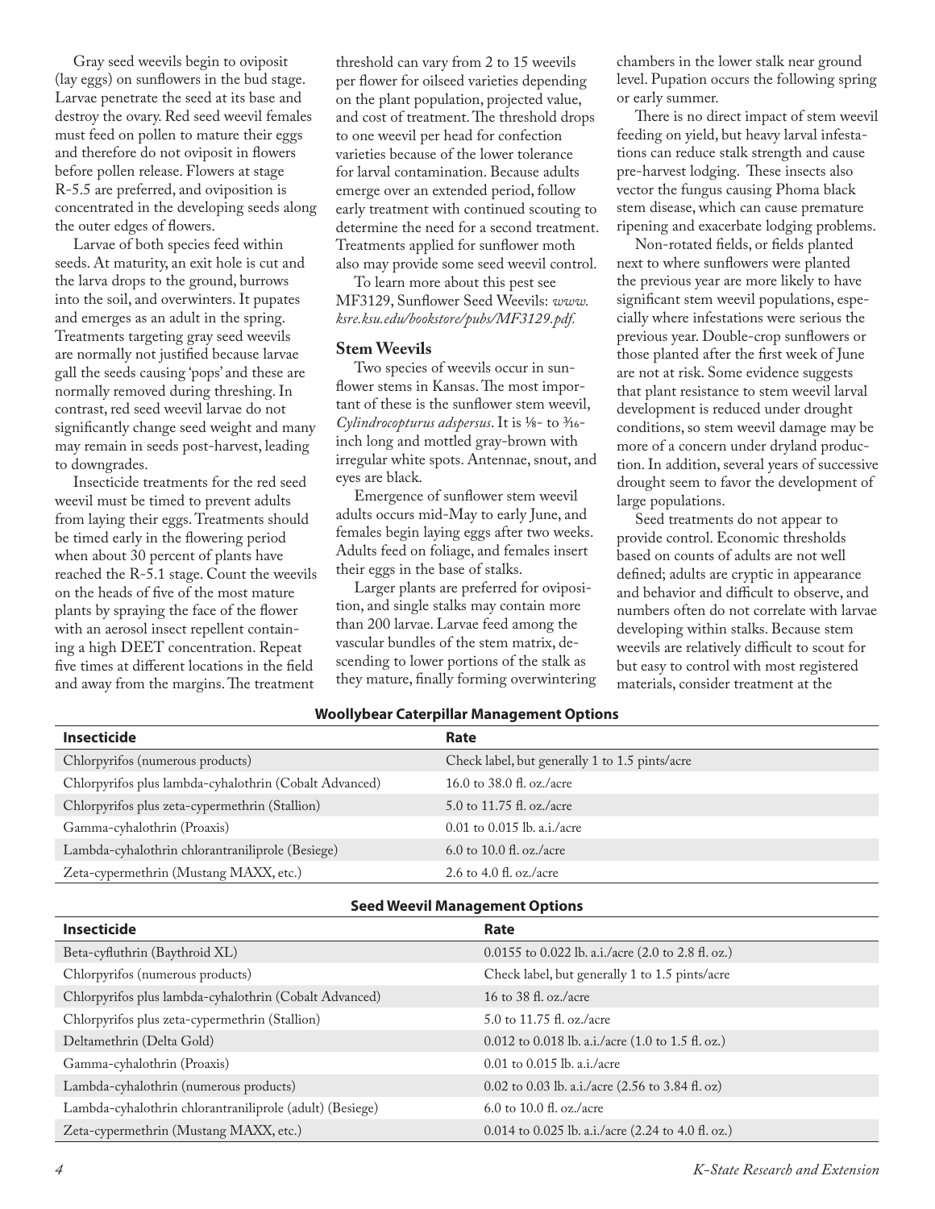Gray seed weevils begin to oviposit (lay eggs) on sunflowers in the bud stage. Larvae penetrate the seed at its base and destroy the ovary. Red seed weevil females must feed on pollen to mature their eggs and therefore do not oviposit in flowers before pollen release. Flowers at stage R-5.5 are preferred, and oviposition is concentrated in the developing seeds along the outer edges of flowers.

Larvae of both species feed within seeds. At maturity, an exit hole is cut and the larva drops to the ground, burrows into the soil, and overwinters. It pupates and emerges as an adult in the spring. Treatments targeting gray seed weevils are normally not justified because larvae gall the seeds causing 'pops' and these are normally removed during threshing. In contrast, red seed weevil larvae do not significantly change seed weight and many may remain in seeds post-harvest, leading to downgrades.

Insecticide treatments for the red seed weevil must be timed to prevent adults from laying their eggs. Treatments should be timed early in the flowering period when about 30 percent of plants have reached the R-5.1 stage. Count the weevils on the heads of five of the most mature plants by spraying the face of the flower with an aerosol insect repellent containing a high DEET concentration. Repeat five times at different locations in the field and away from the margins. The treatment threshold can vary from 2 to 15 weevils per flower for oilseed varieties depending on the plant population, projected value, and cost of treatment. The threshold drops to one weevil per head for confection varieties because of the lower tolerance for larval contamination. Because adults emerge over an extended period, follow early treatment with continued scouting to determine the need for a second treatment. Treatments applied for sunflower moth also may provide some seed weevil control.

To learn more about this pest see MF3129, Sunflower Seed Weevils: *www.ksre.ksu.edu/bookstore/pubs/MF3129.pdf.*

### Stem Weevils

Two species of weevils occur in sunflower stems in Kansas. The most important of these is the sunflower stem weevil, *Cylindrocopturus adspersus*. It is ⅛- to 3⁄16-inch long and mottled gray-brown with irregular white spots. Antennae, snout, and eyes are black.

Emergence of sunflower stem weevil adults occurs mid-May to early June, and females begin laying eggs after two weeks. Adults feed on foliage, and females insert their eggs in the base of stalks.

Larger plants are preferred for oviposition, and single stalks may contain more than 200 larvae. Larvae feed among the vascular bundles of the stem matrix, descending to lower portions of the stalk as they mature, finally forming overwintering chambers in the lower stalk near ground level. Pupation occurs the following spring or early summer.

There is no direct impact of stem weevil feeding on yield, but heavy larval infestations can reduce stalk strength and cause pre-harvest lodging. These insects also vector the fungus causing Phoma black stem disease, which can cause premature ripening and exacerbate lodging problems.

Non-rotated fields, or fields planted next to where sunflowers were planted the previous year are more likely to have significant stem weevil populations, especially where infestations were serious the previous year. Double-crop sunflowers or those planted after the first week of June are not at risk. Some evidence suggests that plant resistance to stem weevil larval development is reduced under drought conditions, so stem weevil damage may be more of a concern under dryland production. In addition, several years of successive drought seem to favor the development of large populations.

Seed treatments do not appear to provide control. Economic thresholds based on counts of adults are not well defined; adults are cryptic in appearance and behavior and difficult to observe, and numbers often do not correlate with larvae developing within stalks. Because stem weevils are relatively difficult to scout for but easy to control with most registered materials, consider treatment at the

**Woollybear Caterpillar Management Options**

| Insecticide | Rate |
|---|---|
| Chlorpyrifos (numerous products) | Check label, but generally 1 to 1.5 pints/acre |
| Chlorpyrifos plus lambda-cyhalothrin (Cobalt Advanced) | 16.0 to 38.0 fl. oz./acre |
| Chlorpyrifos plus zeta-cypermethrin (Stallion) | 5.0 to 11.75 fl. oz./acre |
| Gamma-cyhalothrin (Proaxis) | 0.01 to 0.015 lb. a.i./acre |
| Lambda-cyhalothrin chlorantraniliprole (Besiege) | 6.0 to 10.0 fl. oz./acre |
| Zeta-cypermethrin (Mustang MAXX, etc.) | 2.6 to 4.0 fl. oz./acre |

**Seed Weevil Management Options**

| Insecticide | Rate |
|---|---|
| Beta-cyfluthrin (Baythroid XL) | 0.0155 to 0.022 lb. a.i./acre (2.0 to 2.8 fl. oz.) |
| Chlorpyrifos (numerous products) | Check label, but generally 1 to 1.5 pints/acre |
| Chlorpyrifos plus lambda-cyhalothrin (Cobalt Advanced) | 16 to 38 fl. oz./acre |
| Chlorpyrifos plus zeta-cypermethrin (Stallion) | 5.0 to 11.75 fl. oz./acre |
| Deltamethrin (Delta Gold) | 0.012 to 0.018 lb. a.i./acre (1.0 to 1.5 fl. oz.) |
| Gamma-cyhalothrin (Proaxis) | 0.01 to 0.015 lb. a.i./acre |
| Lambda-cyhalothrin (numerous products) | 0.02 to 0.03 lb. a.i./acre (2.56 to 3.84 fl. oz) |
| Lambda-cyhalothrin chlorantraniliprole (adult) (Besiege) | 6.0 to 10.0 fl. oz./acre |
| Zeta-cypermethrin (Mustang MAXX, etc.) | 0.014 to 0.025 lb. a.i./acre (2.24 to 4.0 fl. oz.) |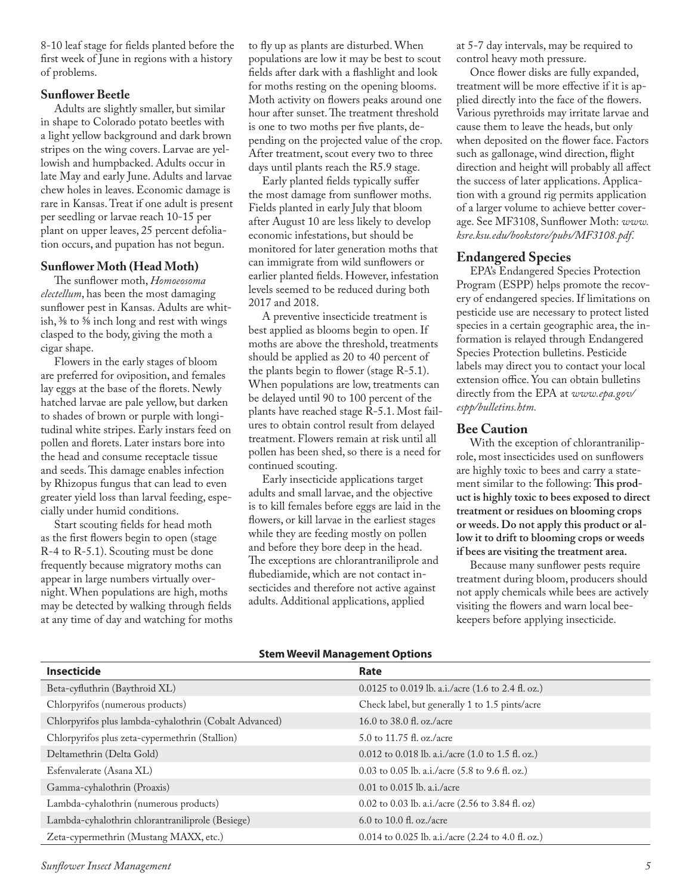8-10 leaf stage for fields planted before the first week of June in regions with a history of problems.

### Sunflower Beetle

Adults are slightly smaller, but similar in shape to Colorado potato beetles with a light yellow background and dark brown stripes on the wing covers. Larvae are yellowish and humpbacked. Adults occur in late May and early June. Adults and larvae chew holes in leaves. Economic damage is rare in Kansas. Treat if one adult is present per seedling or larvae reach 10-15 per plant on upper leaves, 25 percent defoliation occurs, and pupation has not begun.

### Sunflower Moth (Head Moth)

The sunflower moth, *Homoeosoma electellum*, has been the most damaging sunflower pest in Kansas. Adults are whitish, ⅜ to ⅝ inch long and rest with wings clasped to the body, giving the moth a cigar shape.

Flowers in the early stages of bloom are preferred for oviposition, and females lay eggs at the base of the florets. Newly hatched larvae are pale yellow, but darken to shades of brown or purple with longitudinal white stripes. Early instars feed on pollen and florets. Later instars bore into the head and consume receptacle tissue and seeds. This damage enables infection by Rhizopus fungus that can lead to even greater yield loss than larval feeding, especially under humid conditions.

Start scouting fields for head moth as the first flowers begin to open (stage R-4 to R-5.1). Scouting must be done frequently because migratory moths can appear in large numbers virtually overnight. When populations are high, moths may be detected by walking through fields at any time of day and watching for moths to fly up as plants are disturbed. When populations are low it may be best to scout fields after dark with a flashlight and look for moths resting on the opening blooms. Moth activity on flowers peaks around one hour after sunset. The treatment threshold is one to two moths per five plants, depending on the projected value of the crop. After treatment, scout every two to three days until plants reach the R5.9 stage.

Early planted fields typically suffer the most damage from sunflower moths. Fields planted in early July that bloom after August 10 are less likely to develop economic infestations, but should be monitored for later generation moths that can immigrate from wild sunflowers or earlier planted fields. However, infestation levels seemed to be reduced during both 2017 and 2018.

A preventive insecticide treatment is best applied as blooms begin to open. If moths are above the threshold, treatments should be applied as 20 to 40 percent of the plants begin to flower (stage R-5.1). When populations are low, treatments can be delayed until 90 to 100 percent of the plants have reached stage R-5.1. Most failures to obtain control result from delayed treatment. Flowers remain at risk until all pollen has been shed, so there is a need for continued scouting.

Early insecticide applications target adults and small larvae, and the objective is to kill females before eggs are laid in the flowers, or kill larvae in the earliest stages while they are feeding mostly on pollen and before they bore deep in the head. The exceptions are chlorantraniliprole and flubediamide, which are not contact insecticides and therefore not active against adults. Additional applications, applied at 5-7 day intervals, may be required to control heavy moth pressure.

Once flower disks are fully expanded, treatment will be more effective if it is applied directly into the face of the flowers. Various pyrethroids may irritate larvae and cause them to leave the heads, but only when deposited on the flower face. Factors such as gallonage, wind direction, flight direction and height will probably all affect the success of later applications. Application with a ground rig permits application of a larger volume to achieve better coverage. See MF3108, Sunflower Moth: *www.ksre.ksu.edu/bookstore/pubs/MF3108.pdf*.

## Endangered Species

EPA's Endangered Species Protection Program (ESPP) helps promote the recovery of endangered species. If limitations on pesticide use are necessary to protect listed species in a certain geographic area, the information is relayed through Endangered Species Protection bulletins. Pesticide labels may direct you to contact your local extension office. You can obtain bulletins directly from the EPA at *www.epa.gov/espp/bulletins.htm.*

## Bee Caution

With the exception of chlorantraniliprole, most insecticides used on sunflowers are highly toxic to bees and carry a statement similar to the following: **This product is highly toxic to bees exposed to direct treatment or residues on blooming crops or weeds. Do not apply this product or allow it to drift to blooming crops or weeds if bees are visiting the treatment area.**

Because many sunflower pests require treatment during bloom, producers should not apply chemicals while bees are actively visiting the flowers and warn local beekeepers before applying insecticide.

**Stem Weevil Management Options**

| Insecticide | Rate |
|---|---|
| Beta-cyfluthrin (Baythroid XL) | 0.0125 to 0.019 lb. a.i./acre (1.6 to 2.4 fl. oz.) |
| Chlorpyrifos (numerous products) | Check label, but generally 1 to 1.5 pints/acre |
| Chlorpyrifos plus lambda-cyhalothrin (Cobalt Advanced) | 16.0 to 38.0 fl. oz./acre |
| Chlorpyrifos plus zeta-cypermethrin (Stallion) | 5.0 to 11.75 fl. oz./acre |
| Deltamethrin (Delta Gold) | 0.012 to 0.018 lb. a.i./acre (1.0 to 1.5 fl. oz.) |
| Esfenvalerate (Asana XL) | 0.03 to 0.05 lb. a.i./acre (5.8 to 9.6 fl. oz.) |
| Gamma-cyhalothrin (Proaxis) | 0.01 to 0.015 lb. a.i./acre |
| Lambda-cyhalothrin (numerous products) | 0.02 to 0.03 lb. a.i./acre (2.56 to 3.84 fl. oz) |
| Lambda-cyhalothrin chlorantraniliprole (Besiege) | 6.0 to 10.0 fl. oz./acre |
| Zeta-cypermethrin (Mustang MAXX, etc.) | 0.014 to 0.025 lb. a.i./acre (2.24 to 4.0 fl. oz.) |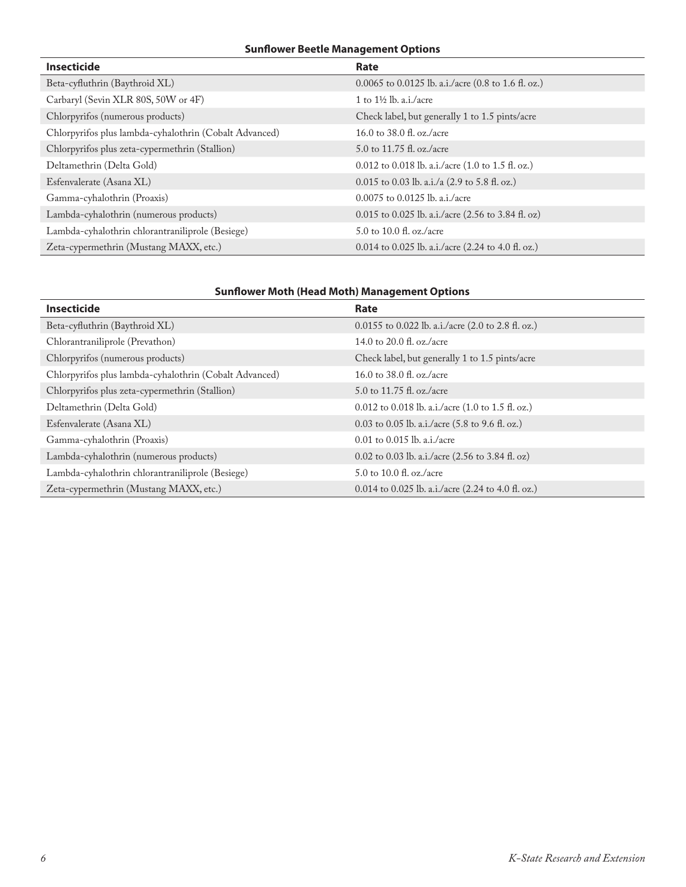**Sunflower Beetle Management Options**

| Insecticide | Rate |
|---|---|
| Beta-cyfluthrin (Baythroid XL) | 0.0065 to 0.0125 lb. a.i./acre (0.8 to 1.6 fl. oz.) |
| Carbaryl (Sevin XLR 80S, 50W or 4F) | 1 to 1½ lb. a.i./acre |
| Chlorpyrifos (numerous products) | Check label, but generally 1 to 1.5 pints/acre |
| Chlorpyrifos plus lambda-cyhalothrin (Cobalt Advanced) | 16.0 to 38.0 fl. oz./acre |
| Chlorpyrifos plus zeta-cypermethrin (Stallion) | 5.0 to 11.75 fl. oz./acre |
| Deltamethrin (Delta Gold) | 0.012 to 0.018 lb. a.i./acre (1.0 to 1.5 fl. oz.) |
| Esfenvalerate (Asana XL) | 0.015 to 0.03 lb. a.i./a (2.9 to 5.8 fl. oz.) |
| Gamma-cyhalothrin (Proaxis) | 0.0075 to 0.0125 lb. a.i./acre |
| Lambda-cyhalothrin (numerous products) | 0.015 to 0.025 lb. a.i./acre (2.56 to 3.84 fl. oz) |
| Lambda-cyhalothrin chlorantraniliprole (Besiege) | 5.0 to 10.0 fl. oz./acre |
| Zeta-cypermethrin (Mustang MAXX, etc.) | 0.014 to 0.025 lb. a.i./acre (2.24 to 4.0 fl. oz.) |

**Sunflower Moth (Head Moth) Management Options**

| Insecticide | Rate |
|---|---|
| Beta-cyfluthrin (Baythroid XL) | 0.0155 to 0.022 lb. a.i./acre (2.0 to 2.8 fl. oz.) |
| Chlorantraniliprole (Prevathon) | 14.0 to 20.0 fl. oz./acre |
| Chlorpyrifos (numerous products) | Check label, but generally 1 to 1.5 pints/acre |
| Chlorpyrifos plus lambda-cyhalothrin (Cobalt Advanced) | 16.0 to 38.0 fl. oz./acre |
| Chlorpyrifos plus zeta-cypermethrin (Stallion) | 5.0 to 11.75 fl. oz./acre |
| Deltamethrin (Delta Gold) | 0.012 to 0.018 lb. a.i./acre (1.0 to 1.5 fl. oz.) |
| Esfenvalerate (Asana XL) | 0.03 to 0.05 lb. a.i./acre (5.8 to 9.6 fl. oz.) |
| Gamma-cyhalothrin (Proaxis) | 0.01 to 0.015 lb. a.i./acre |
| Lambda-cyhalothrin (numerous products) | 0.02 to 0.03 lb. a.i./acre (2.56 to 3.84 fl. oz) |
| Lambda-cyhalothrin chlorantraniliprole (Besiege) | 5.0 to 10.0 fl. oz./acre |
| Zeta-cypermethrin (Mustang MAXX, etc.) | 0.014 to 0.025 lb. a.i./acre (2.24 to 4.0 fl. oz.) |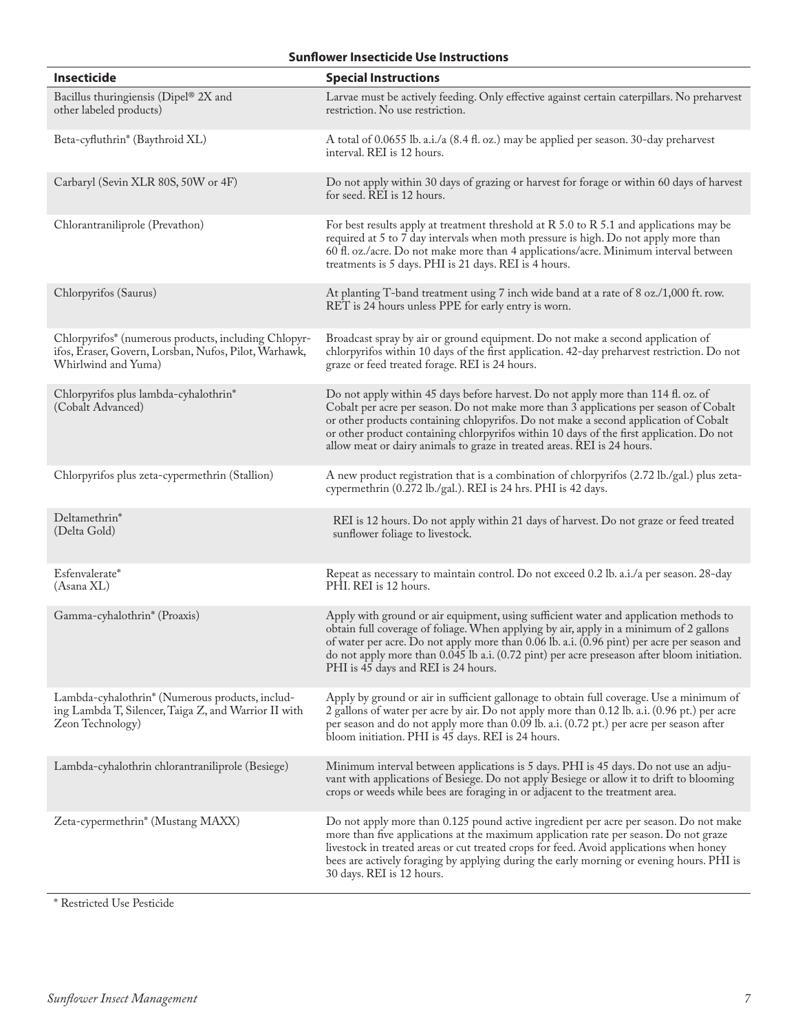**Sunflower Insecticide Use Instructions**

| Insecticide | Special Instructions |
|---|---|
| Bacillus thuringiensis (Dipel® 2X and other labeled products) | Larvae must be actively feeding. Only effective against certain caterpillars. No preharvest restriction. No use restriction. |
| Beta-cyfluthrin* (Baythroid XL) | A total of 0.0655 lb. a.i./a (8.4 fl. oz.) may be applied per season. 30-day preharvest interval. REI is 12 hours. |
| Carbaryl (Sevin XLR 80S, 50W or 4F) | Do not apply within 30 days of grazing or harvest for forage or within 60 days of harvest for seed. REI is 12 hours. |
| Chlorantraniliprole (Prevathon) | For best results apply at treatment threshold at R 5.0 to R 5.1 and applications may be required at 5 to 7 day intervals when moth pressure is high. Do not apply more than 60 fl. oz./acre. Do not make more than 4 applications/acre. Minimum interval between treatments is 5 days. PHI is 21 days. REI is 4 hours. |
| Chlorpyrifos (Saurus) | At planting T-band treatment using 7 inch wide band at a rate of 8 oz./1,000 ft. row. RET is 24 hours unless PPE for early entry is worn. |
| Chlorpyrifos* (numerous products, including Chlopyrifos, Eraser, Govern, Lorsban, Nufos, Pilot, Warhawk, Whirlwind and Yuma) | Broadcast spray by air or ground equipment. Do not make a second application of chlorpyrifos within 10 days of the first application. 42-day preharvest restriction. Do not graze or feed treated forage. REI is 24 hours. |
| Chlorpyrifos plus lambda-cyhalothrin* (Cobalt Advanced) | Do not apply within 45 days before harvest. Do not apply more than 114 fl. oz. of Cobalt per acre per season. Do not make more than 3 applications per season of Cobalt or other products containing chlopyrifos. Do not make a second application of Cobalt or other product containing chlorpyrifos within 10 days of the first application. Do not allow meat or dairy animals to graze in treated areas. REI is 24 hours. |
| Chlorpyrifos plus zeta-cypermethrin (Stallion) | A new product registration that is a combination of chlorpyrifos (2.72 lb./gal.) plus zeta-cypermethrin (0.272 lb./gal.). REI is 24 hrs. PHI is 42 days. |
| Deltamethrin* (Delta Gold) | REI is 12 hours. Do not apply within 21 days of harvest. Do not graze or feed treated sunflower foliage to livestock. |
| Esfenvalerate* (Asana XL) | Repeat as necessary to maintain control. Do not exceed 0.2 lb. a.i./a per season. 28-day PHI. REI is 12 hours. |
| Gamma-cyhalothrin* (Proaxis) | Apply with ground or air equipment, using sufficient water and application methods to obtain full coverage of foliage. When applying by air, apply in a minimum of 2 gallons of water per acre. Do not apply more than 0.06 lb. a.i. (0.96 pint) per acre per season and do not apply more than 0.045 lb a.i. (0.72 pint) per acre preseason after bloom initiation. PHI is 45 days and REI is 24 hours. |
| Lambda-cyhalothrin* (Numerous products, including Lambda T, Silencer, Taiga Z, and Warrior II with Zeon Technology) | Apply by ground or air in sufficient gallonage to obtain full coverage. Use a minimum of 2 gallons of water per acre by air. Do not apply more than 0.12 lb. a.i. (0.96 pt.) per acre per season and do not apply more than 0.09 lb. a.i. (0.72 pt.) per acre per season after bloom initiation. PHI is 45 days. REI is 24 hours. |
| Lambda-cyhalothrin chlorantraniliprole (Besiege) | Minimum interval between applications is 5 days. PHI is 45 days. Do not use an adjuvant with applications of Besiege. Do not apply Besiege or allow it to drift to blooming crops or weeds while bees are foraging in or adjacent to the treatment area. |
| Zeta-cypermethrin* (Mustang MAXX) | Do not apply more than 0.125 pound active ingredient per acre per season. Do not make more than five applications at the maximum application rate per season. Do not graze livestock in treated areas or cut treated crops for feed. Avoid applications when honey bees are actively foraging by applying during the early morning or evening hours. PHI is 30 days. REI is 12 hours. |

* Restricted Use Pesticide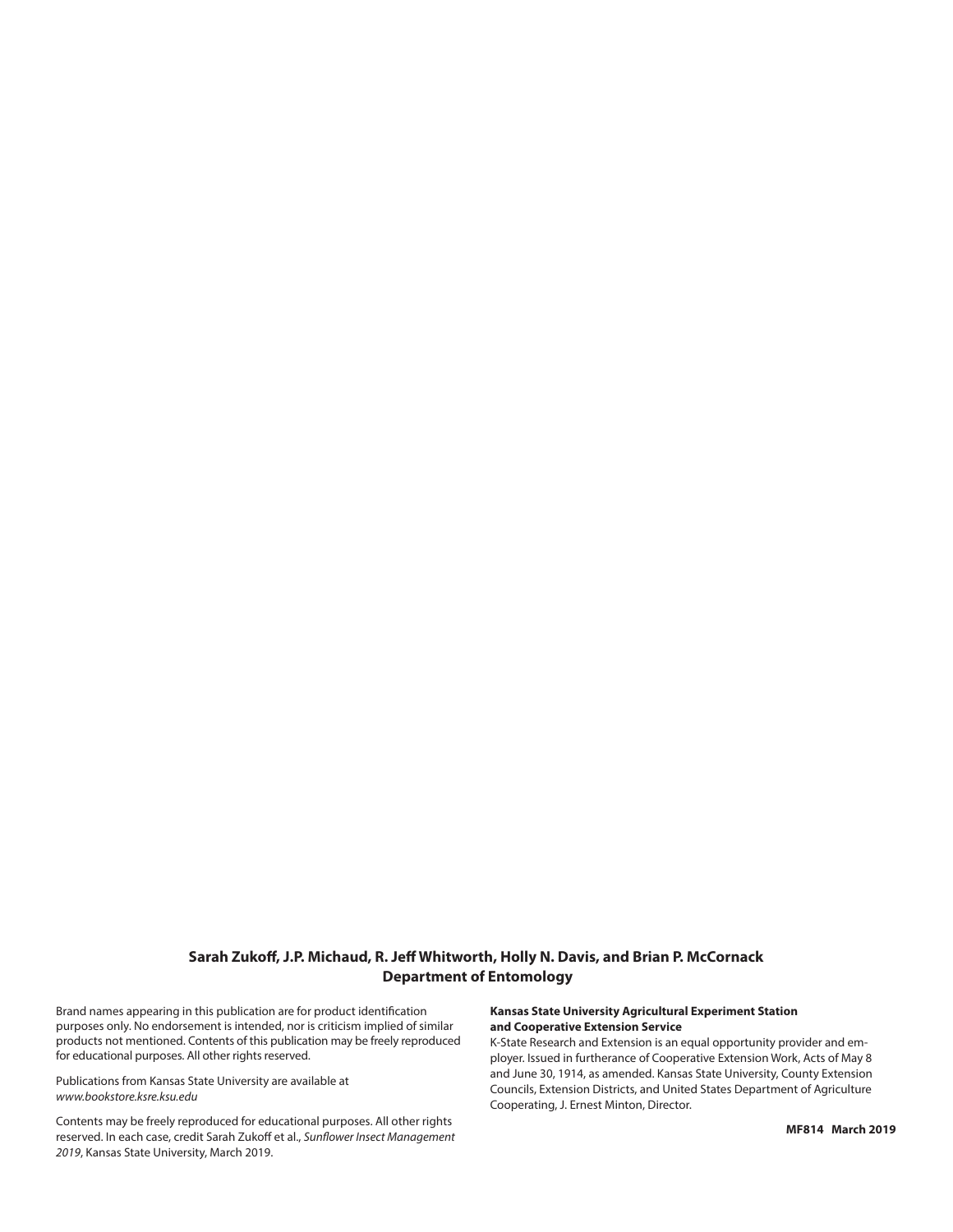**Sarah Zukoff, J.P. Michaud, R. Jeff Whitworth, Holly N. Davis, and Brian P. McCornack**
**Department of Entomology**

Brand names appearing in this publication are for product identification purposes only. No endorsement is intended, nor is criticism implied of similar products not mentioned. Contents of this publication may be freely reproduced for educational purposes. All other rights reserved.

Publications from Kansas State University are available at *www.bookstore.ksre.ksu.edu*

Contents may be freely reproduced for educational purposes. All other rights reserved. In each case, credit Sarah Zukoff et al., *Sunflower Insect Management 2019*, Kansas State University, March 2019.

**Kansas State University Agricultural Experiment Station and Cooperative Extension Service**

K-State Research and Extension is an equal opportunity provider and employer. Issued in furtherance of Cooperative Extension Work, Acts of May 8 and June 30, 1914, as amended. Kansas State University, County Extension Councils, Extension Districts, and United States Department of Agriculture Cooperating, J. Ernest Minton, Director.

**MF814 March 2019**